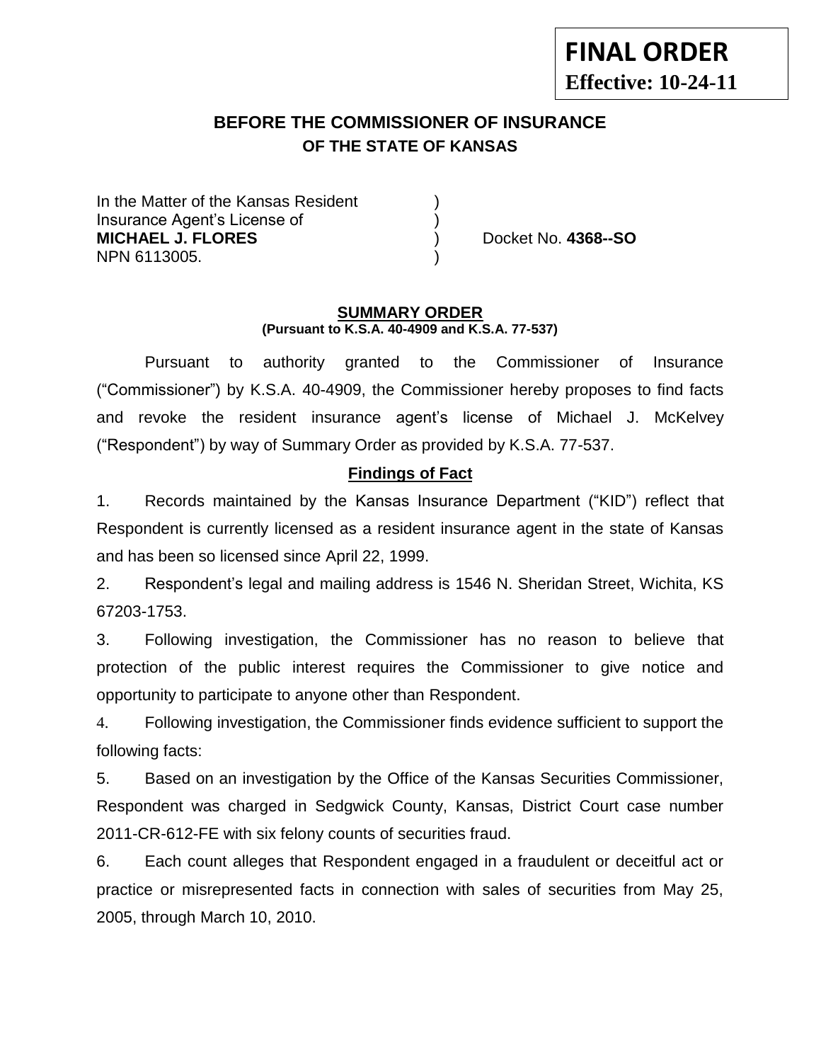**FINAL ORDER**
**Effective: 10-24-11**

# BEFORE THE COMMISSIONER OF INSURANCE
## OF THE STATE OF KANSAS

In the Matter of the Kansas Resident )
Insurance Agent's License of )
**MICHAEL J. FLORES** ) Docket No. **4368--SO**
NPN 6113005. )

### SUMMARY ORDER
**(Pursuant to K.S.A. 40-4909 and K.S.A. 77-537)**

Pursuant to authority granted to the Commissioner of Insurance ("Commissioner") by K.S.A. 40-4909, the Commissioner hereby proposes to find facts and revoke the resident insurance agent's license of Michael J. McKelvey ("Respondent") by way of Summary Order as provided by K.S.A. 77-537.

### Findings of Fact

1. Records maintained by the Kansas Insurance Department ("KID") reflect that Respondent is currently licensed as a resident insurance agent in the state of Kansas and has been so licensed since April 22, 1999.

2. Respondent's legal and mailing address is 1546 N. Sheridan Street, Wichita, KS 67203-1753.

3. Following investigation, the Commissioner has no reason to believe that protection of the public interest requires the Commissioner to give notice and opportunity to participate to anyone other than Respondent.

4. Following investigation, the Commissioner finds evidence sufficient to support the following facts:

5. Based on an investigation by the Office of the Kansas Securities Commissioner, Respondent was charged in Sedgwick County, Kansas, District Court case number 2011-CR-612-FE with six felony counts of securities fraud.

6. Each count alleges that Respondent engaged in a fraudulent or deceitful act or practice or misrepresented facts in connection with sales of securities from May 25, 2005, through March 10, 2010.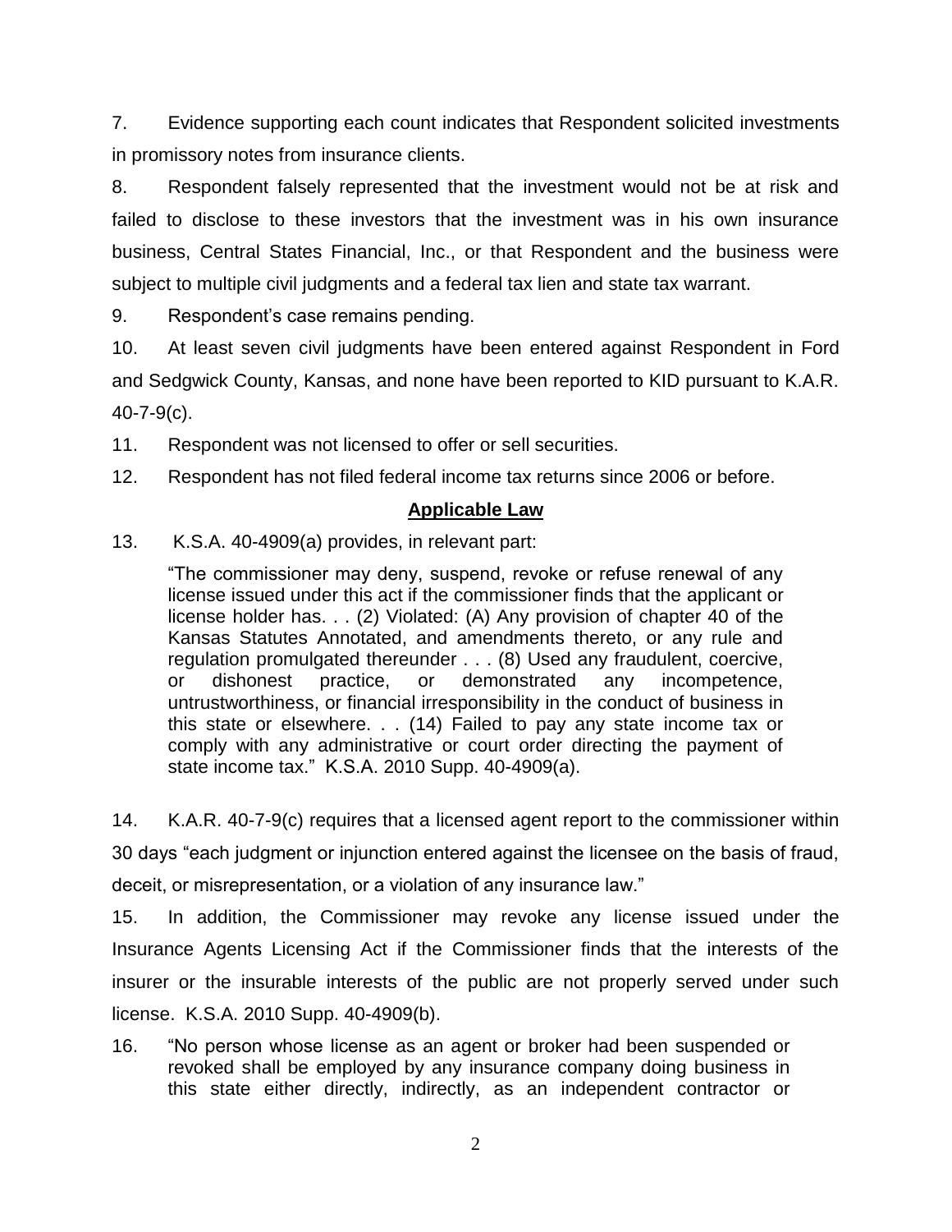7. Evidence supporting each count indicates that Respondent solicited investments in promissory notes from insurance clients.

8. Respondent falsely represented that the investment would not be at risk and failed to disclose to these investors that the investment was in his own insurance business, Central States Financial, Inc., or that Respondent and the business were subject to multiple civil judgments and a federal tax lien and state tax warrant.

9. Respondent's case remains pending.

10. At least seven civil judgments have been entered against Respondent in Ford and Sedgwick County, Kansas, and none have been reported to KID pursuant to K.A.R. 40-7-9(c).

11. Respondent was not licensed to offer or sell securities.

12. Respondent has not filed federal income tax returns since 2006 or before.

## **Applicable Law**

13. K.S.A. 40-4909(a) provides, in relevant part:

> "The commissioner may deny, suspend, revoke or refuse renewal of any license issued under this act if the commissioner finds that the applicant or license holder has. . . (2) Violated: (A) Any provision of chapter 40 of the Kansas Statutes Annotated, and amendments thereto, or any rule and regulation promulgated thereunder . . . (8) Used any fraudulent, coercive, or dishonest practice, or demonstrated any incompetence, untrustworthiness, or financial irresponsibility in the conduct of business in this state or elsewhere. . . (14) Failed to pay any state income tax or comply with any administrative or court order directing the payment of state income tax." K.S.A. 2010 Supp. 40-4909(a).

14. K.A.R. 40-7-9(c) requires that a licensed agent report to the commissioner within 30 days "each judgment or injunction entered against the licensee on the basis of fraud, deceit, or misrepresentation, or a violation of any insurance law."

15. In addition, the Commissioner may revoke any license issued under the Insurance Agents Licensing Act if the Commissioner finds that the interests of the insurer or the insurable interests of the public are not properly served under such license. K.S.A. 2010 Supp. 40-4909(b).

16. "No person whose license as an agent or broker had been suspended or revoked shall be employed by any insurance company doing business in this state either directly, indirectly, as an independent contractor or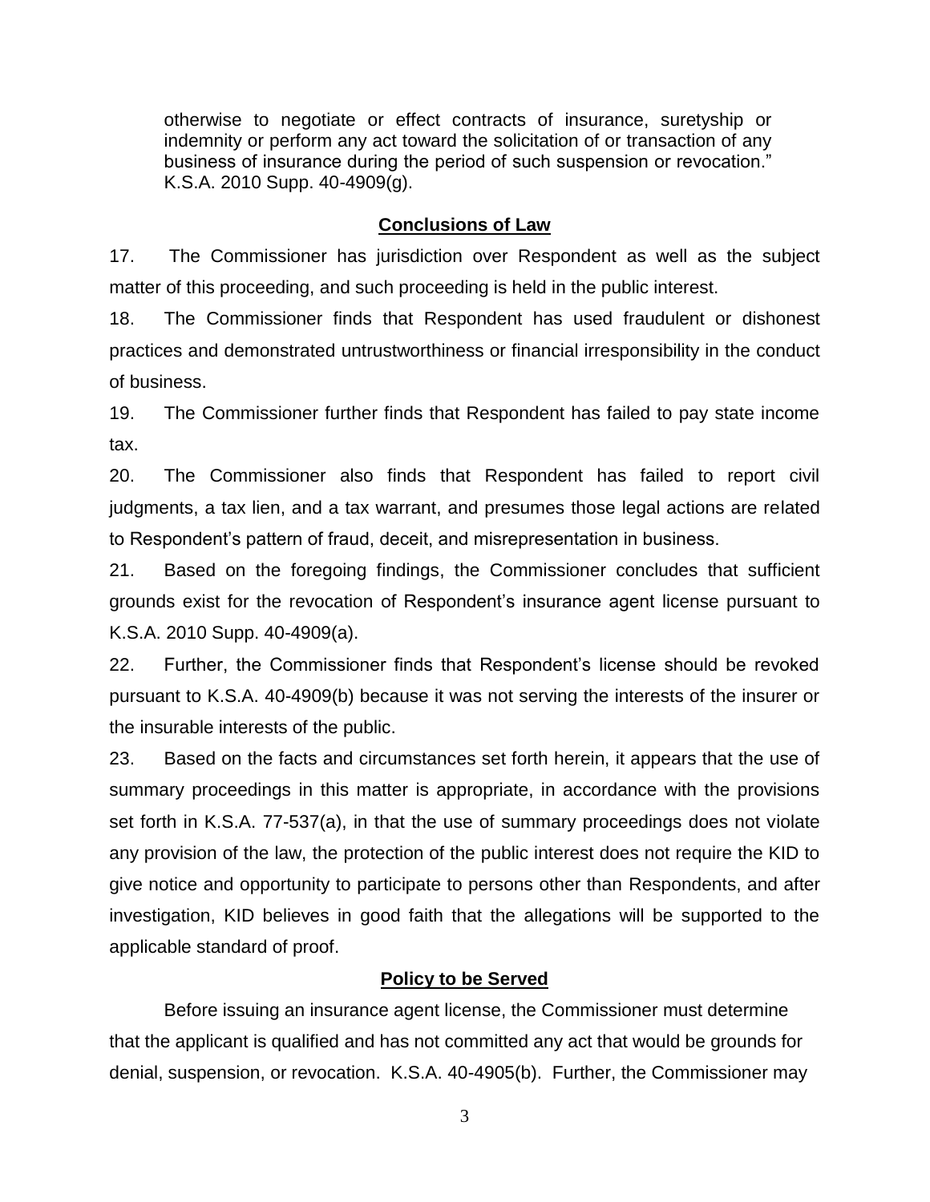otherwise to negotiate or effect contracts of insurance, suretyship or indemnity or perform any act toward the solicitation of or transaction of any business of insurance during the period of such suspension or revocation." K.S.A. 2010 Supp. 40-4909(g).

## Conclusions of Law

17. The Commissioner has jurisdiction over Respondent as well as the subject matter of this proceeding, and such proceeding is held in the public interest.

18. The Commissioner finds that Respondent has used fraudulent or dishonest practices and demonstrated untrustworthiness or financial irresponsibility in the conduct of business.

19. The Commissioner further finds that Respondent has failed to pay state income tax.

20. The Commissioner also finds that Respondent has failed to report civil judgments, a tax lien, and a tax warrant, and presumes those legal actions are related to Respondent's pattern of fraud, deceit, and misrepresentation in business.

21. Based on the foregoing findings, the Commissioner concludes that sufficient grounds exist for the revocation of Respondent's insurance agent license pursuant to K.S.A. 2010 Supp. 40-4909(a).

22. Further, the Commissioner finds that Respondent's license should be revoked pursuant to K.S.A. 40-4909(b) because it was not serving the interests of the insurer or the insurable interests of the public.

23. Based on the facts and circumstances set forth herein, it appears that the use of summary proceedings in this matter is appropriate, in accordance with the provisions set forth in K.S.A. 77-537(a), in that the use of summary proceedings does not violate any provision of the law, the protection of the public interest does not require the KID to give notice and opportunity to participate to persons other than Respondents, and after investigation, KID believes in good faith that the allegations will be supported to the applicable standard of proof.

## Policy to be Served

Before issuing an insurance agent license, the Commissioner must determine that the applicant is qualified and has not committed any act that would be grounds for denial, suspension, or revocation. K.S.A. 40-4905(b). Further, the Commissioner may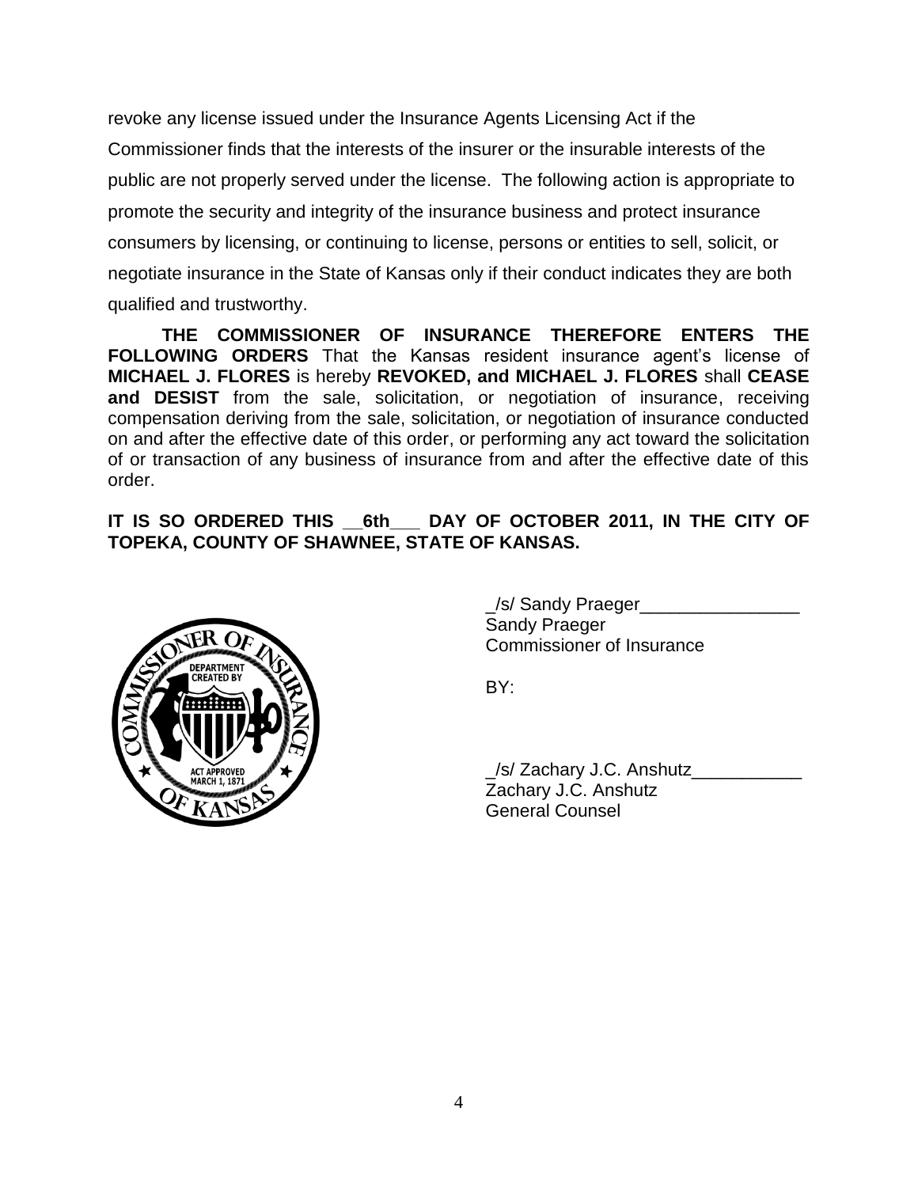revoke any license issued under the Insurance Agents Licensing Act if the Commissioner finds that the interests of the insurer or the insurable interests of the public are not properly served under the license. The following action is appropriate to promote the security and integrity of the insurance business and protect insurance consumers by licensing, or continuing to license, persons or entities to sell, solicit, or negotiate insurance in the State of Kansas only if their conduct indicates they are both qualified and trustworthy.

**THE COMMISSIONER OF INSURANCE THEREFORE ENTERS THE FOLLOWING ORDERS** That the Kansas resident insurance agent's license of **MICHAEL J. FLORES** is hereby **REVOKED, and MICHAEL J. FLORES** shall **CEASE and DESIST** from the sale, solicitation, or negotiation of insurance, receiving compensation deriving from the sale, solicitation, or negotiation of insurance conducted on and after the effective date of this order, or performing any act toward the solicitation of or transaction of any business of insurance from and after the effective date of this order.

**IT IS SO ORDERED THIS __6th___ DAY OF OCTOBER 2011, IN THE CITY OF TOPEKA, COUNTY OF SHAWNEE, STATE OF KANSAS.**

_/s/ Sandy Praeger________________
Sandy Praeger
Commissioner of Insurance

BY:

_/s/ Zachary J.C. Anshutz___________
Zachary J.C. Anshutz
General Counsel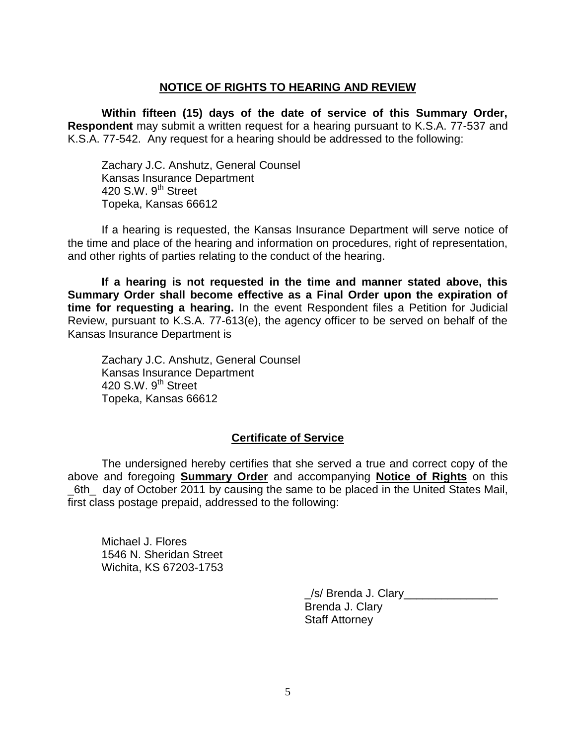## NOTICE OF RIGHTS TO HEARING AND REVIEW

**Within fifteen (15) days of the date of service of this Summary Order, Respondent** may submit a written request for a hearing pursuant to K.S.A. 77-537 and K.S.A. 77-542. Any request for a hearing should be addressed to the following:

Zachary J.C. Anshutz, General Counsel
Kansas Insurance Department
420 S.W. 9th Street
Topeka, Kansas 66612

If a hearing is requested, the Kansas Insurance Department will serve notice of the time and place of the hearing and information on procedures, right of representation, and other rights of parties relating to the conduct of the hearing.

**If a hearing is not requested in the time and manner stated above, this Summary Order shall become effective as a Final Order upon the expiration of time for requesting a hearing.** In the event Respondent files a Petition for Judicial Review, pursuant to K.S.A. 77-613(e), the agency officer to be served on behalf of the Kansas Insurance Department is

Zachary J.C. Anshutz, General Counsel
Kansas Insurance Department
420 S.W. 9th Street
Topeka, Kansas 66612

## Certificate of Service

The undersigned hereby certifies that she served a true and correct copy of the above and foregoing **Summary Order** and accompanying **Notice of Rights** on this _6th_ day of October 2011 by causing the same to be placed in the United States Mail, first class postage prepaid, addressed to the following:

Michael J. Flores
1546 N. Sheridan Street
Wichita, KS 67203-1753

_/s/ Brenda J. Clary_______________
Brenda J. Clary
Staff Attorney